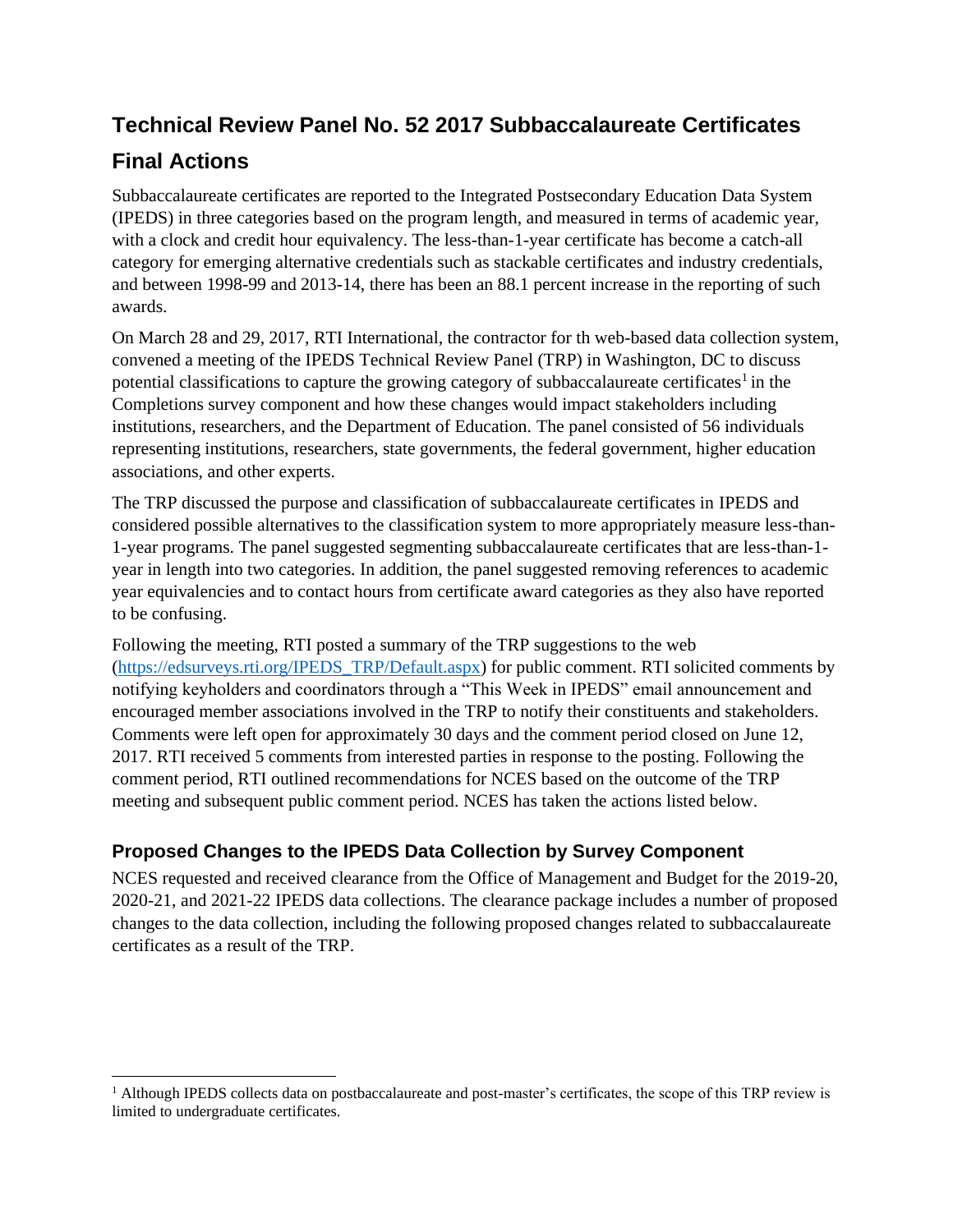# Technical Review Panel No. 52 2017 Subbaccalaureate Certificates Final Actions

Subbaccalaureate certificates are reported to the Integrated Postsecondary Education Data System (IPEDS) in three categories based on the program length, and measured in terms of academic year, with a clock and credit hour equivalency. The less-than-1-year certificate has become a catch-all category for emerging alternative credentials such as stackable certificates and industry credentials, and between 1998-99 and 2013-14, there has been an 88.1 percent increase in the reporting of such awards.

On March 28 and 29, 2017, RTI International, the contractor for th web-based data collection system, convened a meeting of the IPEDS Technical Review Panel (TRP) in Washington, DC to discuss potential classifications to capture the growing category of subbaccalaureate certificates[1] in the Completions survey component and how these changes would impact stakeholders including institutions, researchers, and the Department of Education. The panel consisted of 56 individuals representing institutions, researchers, state governments, the federal government, higher education associations, and other experts.

The TRP discussed the purpose and classification of subbaccalaureate certificates in IPEDS and considered possible alternatives to the classification system to more appropriately measure less-than-1-year programs. The panel suggested segmenting subbaccalaureate certificates that are less-than-1-year in length into two categories. In addition, the panel suggested removing references to academic year equivalencies and to contact hours from certificate award categories as they also have reported to be confusing.

Following the meeting, RTI posted a summary of the TRP suggestions to the web (https://edsurveys.rti.org/IPEDS_TRP/Default.aspx) for public comment. RTI solicited comments by notifying keyholders and coordinators through a "This Week in IPEDS" email announcement and encouraged member associations involved in the TRP to notify their constituents and stakeholders. Comments were left open for approximately 30 days and the comment period closed on June 12, 2017. RTI received 5 comments from interested parties in response to the posting. Following the comment period, RTI outlined recommendations for NCES based on the outcome of the TRP meeting and subsequent public comment period. NCES has taken the actions listed below.

## Proposed Changes to the IPEDS Data Collection by Survey Component

NCES requested and received clearance from the Office of Management and Budget for the 2019-20, 2020-21, and 2021-22 IPEDS data collections. The clearance package includes a number of proposed changes to the data collection, including the following proposed changes related to subbaccalaureate certificates as a result of the TRP.

---

[1] Although IPEDS collects data on postbaccalaureate and post-master's certificates, the scope of this TRP review is limited to undergraduate certificates.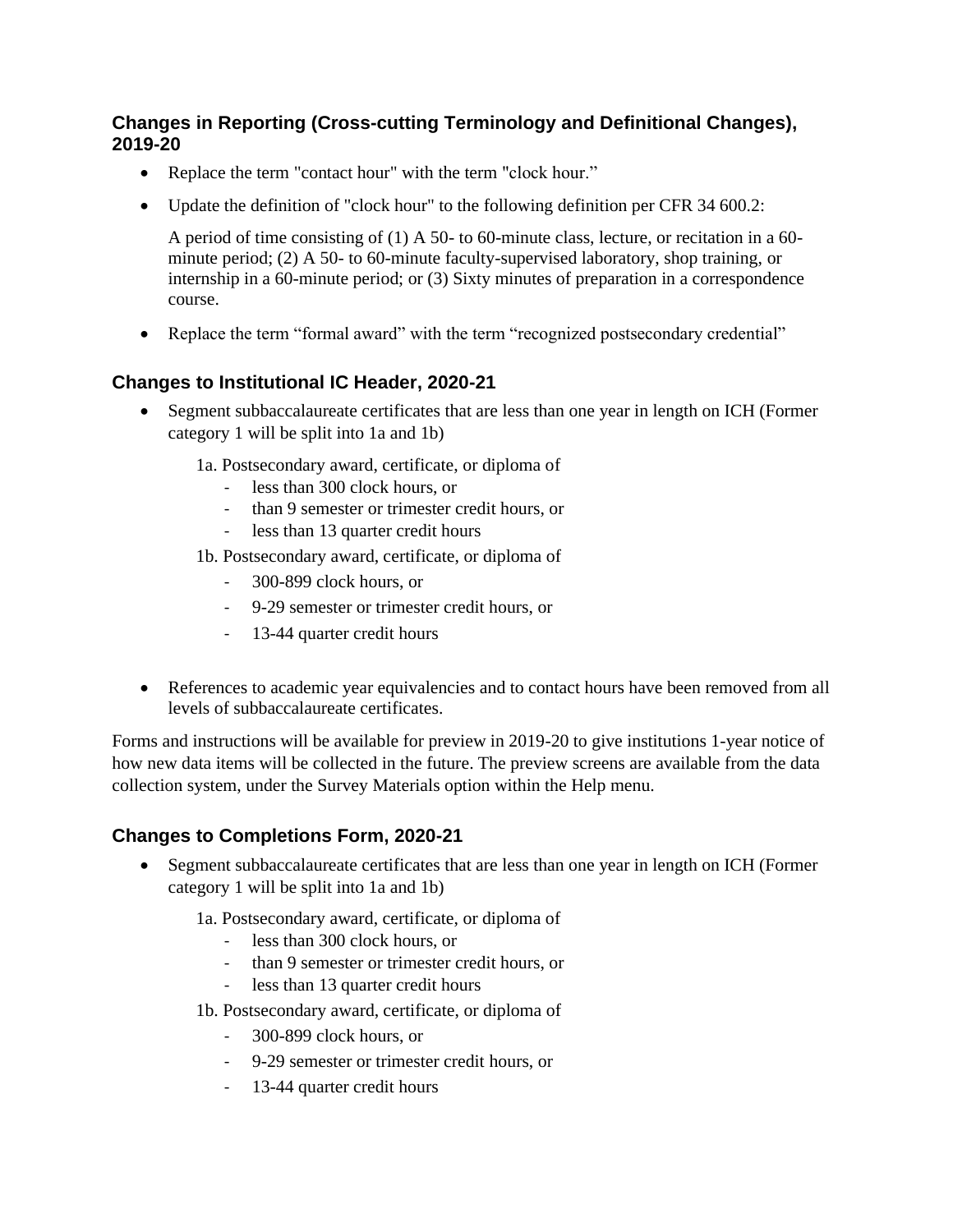### Changes in Reporting (Cross-cutting Terminology and Definitional Changes), 2019-20

- Replace the term "contact hour" with the term "clock hour."
- Update the definition of "clock hour" to the following definition per CFR 34 600.2:

  A period of time consisting of (1) A 50- to 60-minute class, lecture, or recitation in a 60-minute period; (2) A 50- to 60-minute faculty-supervised laboratory, shop training, or internship in a 60-minute period; or (3) Sixty minutes of preparation in a correspondence course.

- Replace the term "formal award" with the term "recognized postsecondary credential"

### Changes to Institutional IC Header, 2020-21

- Segment subbaccalaureate certificates that are less than one year in length on ICH (Former category 1 will be split into 1a and 1b)

  1a. Postsecondary award, certificate, or diploma of
    - less than 300 clock hours, or
    - than 9 semester or trimester credit hours, or
    - less than 13 quarter credit hours

  1b. Postsecondary award, certificate, or diploma of
    - 300-899 clock hours, or
    - 9-29 semester or trimester credit hours, or
    - 13-44 quarter credit hours

- References to academic year equivalencies and to contact hours have been removed from all levels of subbaccalaureate certificates.

Forms and instructions will be available for preview in 2019-20 to give institutions 1-year notice of how new data items will be collected in the future. The preview screens are available from the data collection system, under the Survey Materials option within the Help menu.

### Changes to Completions Form, 2020-21

- Segment subbaccalaureate certificates that are less than one year in length on ICH (Former category 1 will be split into 1a and 1b)

  1a. Postsecondary award, certificate, or diploma of
    - less than 300 clock hours, or
    - than 9 semester or trimester credit hours, or
    - less than 13 quarter credit hours

  1b. Postsecondary award, certificate, or diploma of
    - 300-899 clock hours, or
    - 9-29 semester or trimester credit hours, or
    - 13-44 quarter credit hours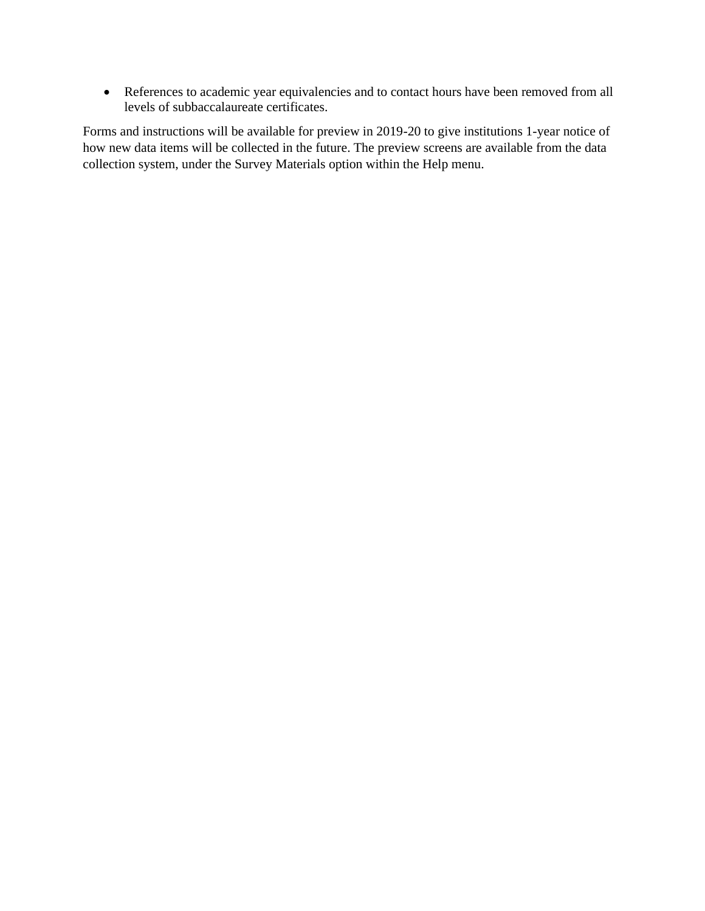- References to academic year equivalencies and to contact hours have been removed from all levels of subbaccalaureate certificates.

Forms and instructions will be available for preview in 2019-20 to give institutions 1-year notice of how new data items will be collected in the future. The preview screens are available from the data collection system, under the Survey Materials option within the Help menu.